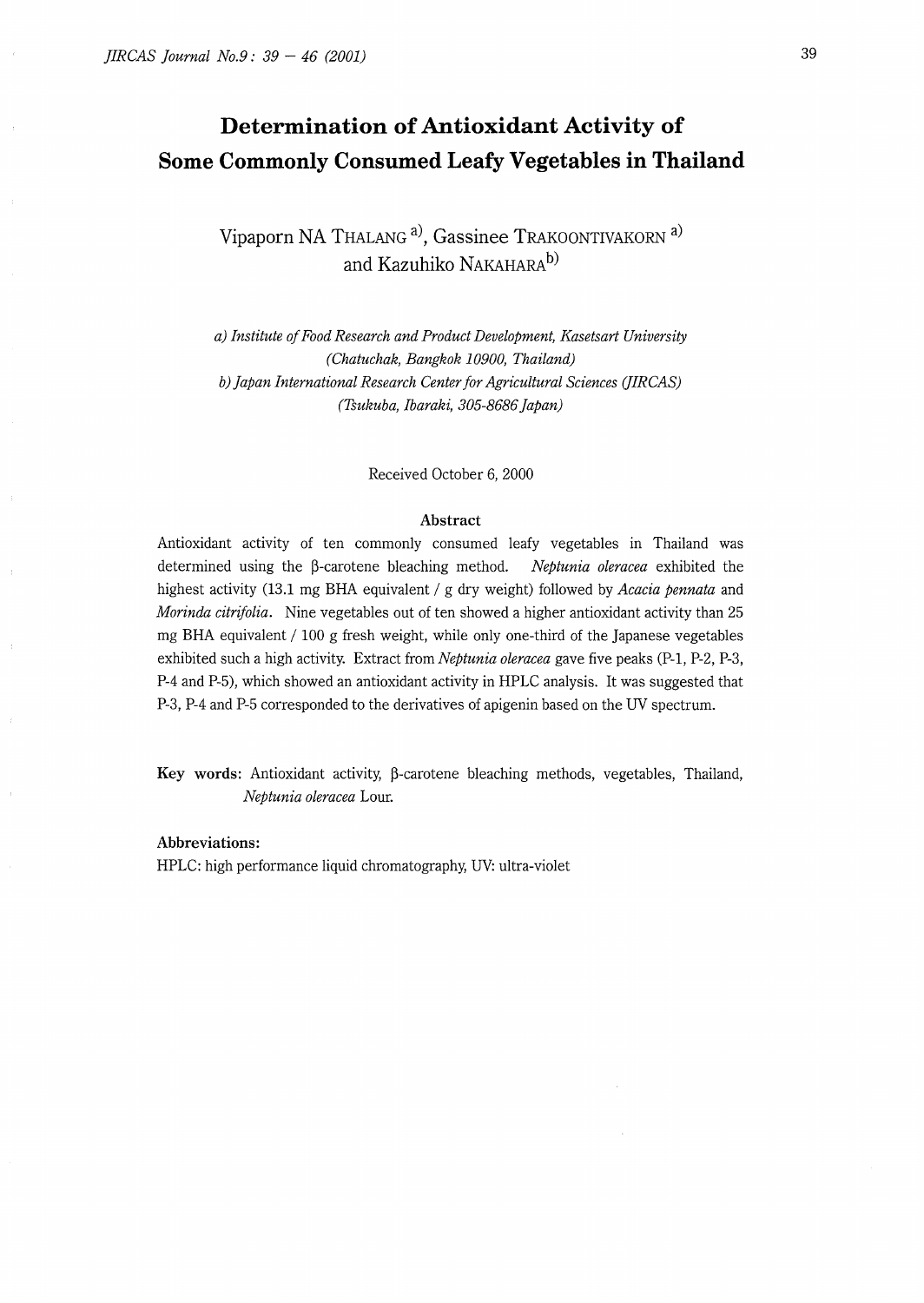# Determination of Antioxidant Activity of Some Commonly Consumed Leafy Vegetables in Thailand

Vipaporn NA THALANG [a)], Gassinee TRAKOONTIVAKORN [a)] and Kazuhiko NAKAHARA[b)]

*a) Institute of Food Research and Product Development, Kasetsart University (Chatuchak, Bangkok 10900, Thailand)*

*b) Japan International Research Center for Agricultural Sciences (JIRCAS) (Tsukuba, Ibaraki, 305-8686 Japan)*

Received October 6, 2000

## Abstract

Antioxidant activity of ten commonly consumed leafy vegetables in Thailand was determined using the β-carotene bleaching method. *Neptunia oleracea* exhibited the highest activity (13.1 mg BHA equivalent / g dry weight) followed by *Acacia pennata* and *Morinda citrifolia*. Nine vegetables out of ten showed a higher antioxidant activity than 25 mg BHA equivalent / 100 g fresh weight, while only one-third of the Japanese vegetables exhibited such a high activity. Extract from *Neptunia oleracea* gave five peaks (P-1, P-2, P-3, P-4 and P-5), which showed an antioxidant activity in HPLC analysis. It was suggested that P-3, P-4 and P-5 corresponded to the derivatives of apigenin based on the UV spectrum.

**Key words**: Antioxidant activity, β-carotene bleaching methods, vegetables, Thailand, *Neptunia oleracea* Lour.

**Abbreviations:**

HPLC: high performance liquid chromatography, UV: ultra-violet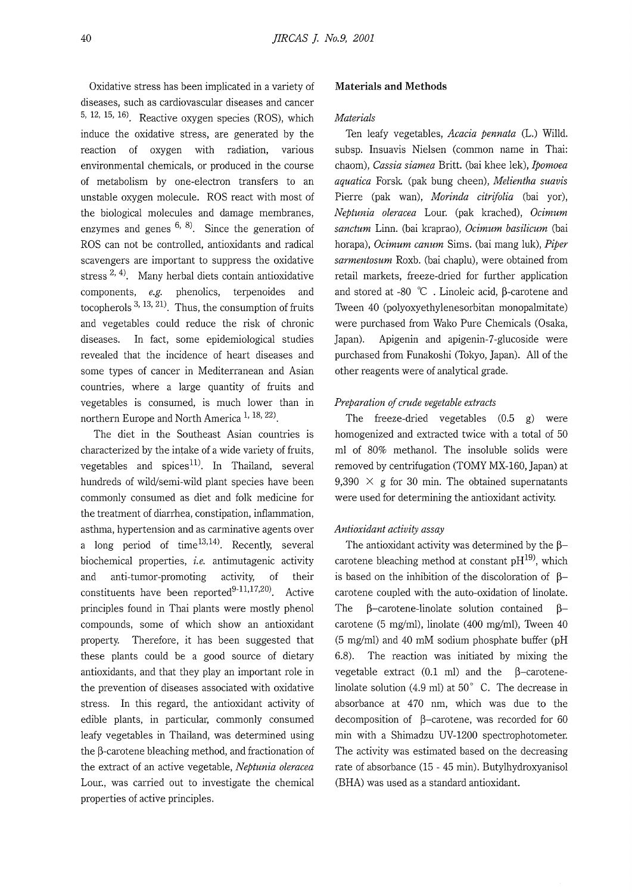Oxidative stress has been implicated in a variety of diseases, such as cardiovascular diseases and cancer [5, 12, 15, 16]. Reactive oxygen species (ROS), which induce the oxidative stress, are generated by the reaction of oxygen with radiation, various environmental chemicals, or produced in the course of metabolism by one-electron transfers to an unstable oxygen molecule. ROS react with most of the biological molecules and damage membranes, enzymes and genes [6, 8]. Since the generation of ROS can not be controlled, antioxidants and radical scavengers are important to suppress the oxidative stress [2, 4]. Many herbal diets contain antioxidative components, *e.g.* phenolics, terpenoides and tocopherols [3, 13, 21]. Thus, the consumption of fruits and vegetables could reduce the risk of chronic diseases. In fact, some epidemiological studies revealed that the incidence of heart diseases and some types of cancer in Mediterranean and Asian countries, where a large quantity of fruits and vegetables is consumed, is much lower than in northern Europe and North America [1, 18, 22].

The diet in the Southeast Asian countries is characterized by the intake of a wide variety of fruits, vegetables and spices[11]. In Thailand, several hundreds of wild/semi-wild plant species have been commonly consumed as diet and folk medicine for the treatment of diarrhea, constipation, inflammation, asthma, hypertension and as carminative agents over a long period of time[13,14]. Recently, several biochemical properties, *i.e.* antimutagenic activity and anti-tumor-promoting activity, of their constituents have been reported[9-11,17,20]. Active principles found in Thai plants were mostly phenol compounds, some of which show an antioxidant property. Therefore, it has been suggested that these plants could be a good source of dietary antioxidants, and that they play an important role in the prevention of diseases associated with oxidative stress. In this regard, the antioxidant activity of edible plants, in particular, commonly consumed leafy vegetables in Thailand, was determined using the β-carotene bleaching method, and fractionation of the extract of an active vegetable, *Neptunia oleracea* Lour., was carried out to investigate the chemical properties of active principles.

## Materials and Methods

### *Materials*

Ten leafy vegetables, *Acacia pennata* (L.) Willd. subsp. Insuavis Nielsen (common name in Thai: chaom), *Cassia siamea* Britt. (bai khee lek), *Ipomoea aquatica* Forsk. (pak bung cheen), *Melientha suavis* Pierre (pak wan), *Morinda citrifolia* (bai yor), *Neptunia oleracea* Lour. (pak krached), *Ocimum sanctum* Linn. (bai kraprao), *Ocimum basilicum* (bai horapa), *Ocimum canum* Sims. (bai mang luk), *Piper sarmentosum* Roxb. (bai chaplu), were obtained from retail markets, freeze-dried for further application and stored at -80 ℃. Linoleic acid, β-carotene and Tween 40 (polyoxyethylenesorbitan monopalmitate) were purchased from Wako Pure Chemicals (Osaka, Japan). Apigenin and apigenin-7-glucoside were purchased from Funakoshi (Tokyo, Japan). All of the other reagents were of analytical grade.

### *Preparation of crude vegetable extracts*

The freeze-dried vegetables (0.5 g) were homogenized and extracted twice with a total of 50 ml of 80% methanol. The insoluble solids were removed by centrifugation (TOMY MX-160, Japan) at 9,390 × g for 30 min. The obtained supernatants were used for determining the antioxidant activity.

### *Antioxidant activity assay*

The antioxidant activity was determined by the β-carotene bleaching method at constant pH[19], which is based on the inhibition of the discoloration of β-carotene coupled with the auto-oxidation of linolate. The β-carotene-linolate solution contained β-carotene (5 mg/ml), linolate (400 mg/ml), Tween 40 (5 mg/ml) and 40 mM sodium phosphate buffer (pH 6.8). The reaction was initiated by mixing the vegetable extract (0.1 ml) and the β-carotene-linolate solution (4.9 ml) at 50° C. The decrease in absorbance at 470 nm, which was due to the decomposition of β-carotene, was recorded for 60 min with a Shimadzu UV-1200 spectrophotometer. The activity was estimated based on the decreasing rate of absorbance (15 - 45 min). Butylhydroxyanisol (BHA) was used as a standard antioxidant.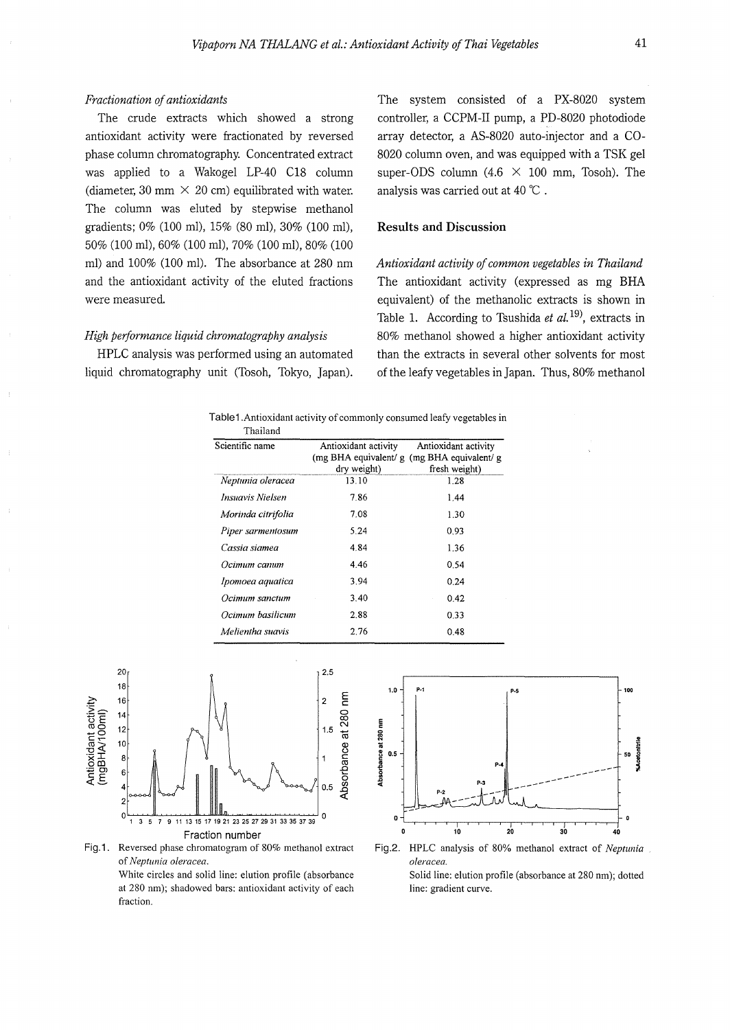*Fractionation of antioxidants*

The crude extracts which showed a strong antioxidant activity were fractionated by reversed phase column chromatography. Concentrated extract was applied to a Wakogel LP-40 C18 column (diameter, 30 mm × 20 cm) equilibrated with water. The column was eluted by stepwise methanol gradients; 0% (100 ml), 15% (80 ml), 30% (100 ml), 50% (100 ml), 60% (100 ml), 70% (100 ml), 80% (100 ml) and 100% (100 ml). The absorbance at 280 nm and the antioxidant activity of the eluted fractions were measured.

*High performance liquid chromatography analysis*

HPLC analysis was performed using an automated liquid chromatography unit (Tosoh, Tokyo, Japan). The system consisted of a PX-8020 system controller, a CCPM-II pump, a PD-8020 photodiode array detector, a AS-8020 auto-injector and a CO-8020 column oven, and was equipped with a TSK gel super-ODS column (4.6 × 100 mm, Tosoh). The analysis was carried out at 40 ℃.

## Results and Discussion

*Antioxidant activity of common vegetables in Thailand*

The antioxidant activity (expressed as mg BHA equivalent) of the methanolic extracts is shown in Table 1. According to Tsushida *et al.*[19], extracts in 80% methanol showed a higher antioxidant activity than the extracts in several other solvents for most of the leafy vegetables in Japan. Thus, 80% methanol

Table1. Antioxidant activity of commonly consumed leafy vegetables in Thailand

| Scientific name | Antioxidant activity (mg BHA equivalent/ g dry weight) | Antioxidant activity (mg BHA equivalent/ g fresh weight) |
|---|---|---|
| *Neptunia oleracea* | 13.10 | 1.28 |
| *Insuavis Nielsen* | 7.86 | 1.44 |
| *Morinda citrifolia* | 7.08 | 1.30 |
| *Piper sarmentosum* | 5.24 | 0.93 |
| *Cassia siamea* | 4.84 | 1.36 |
| *Ocimum canum* | 4.46 | 0.54 |
| *Ipomoea aquatica* | 3.94 | 0.24 |
| *Ocimum sanctum* | 3.40 | 0.42 |
| *Ocimum basilicum* | 2.88 | 0.33 |
| *Melientha suavis* | 2.76 | 0.48 |

Fig.1. Reversed phase chromatogram of 80% methanol extract of *Neptunia oleracea*.
White circles and solid line: elution profile (absorbance at 280 nm); shadowed bars: antioxidant activity of each fraction.

Fig.2. HPLC analysis of 80% methanol extract of *Neptunia oleracea*.
Solid line: elution profile (absorbance at 280 nm); dotted line: gradient curve.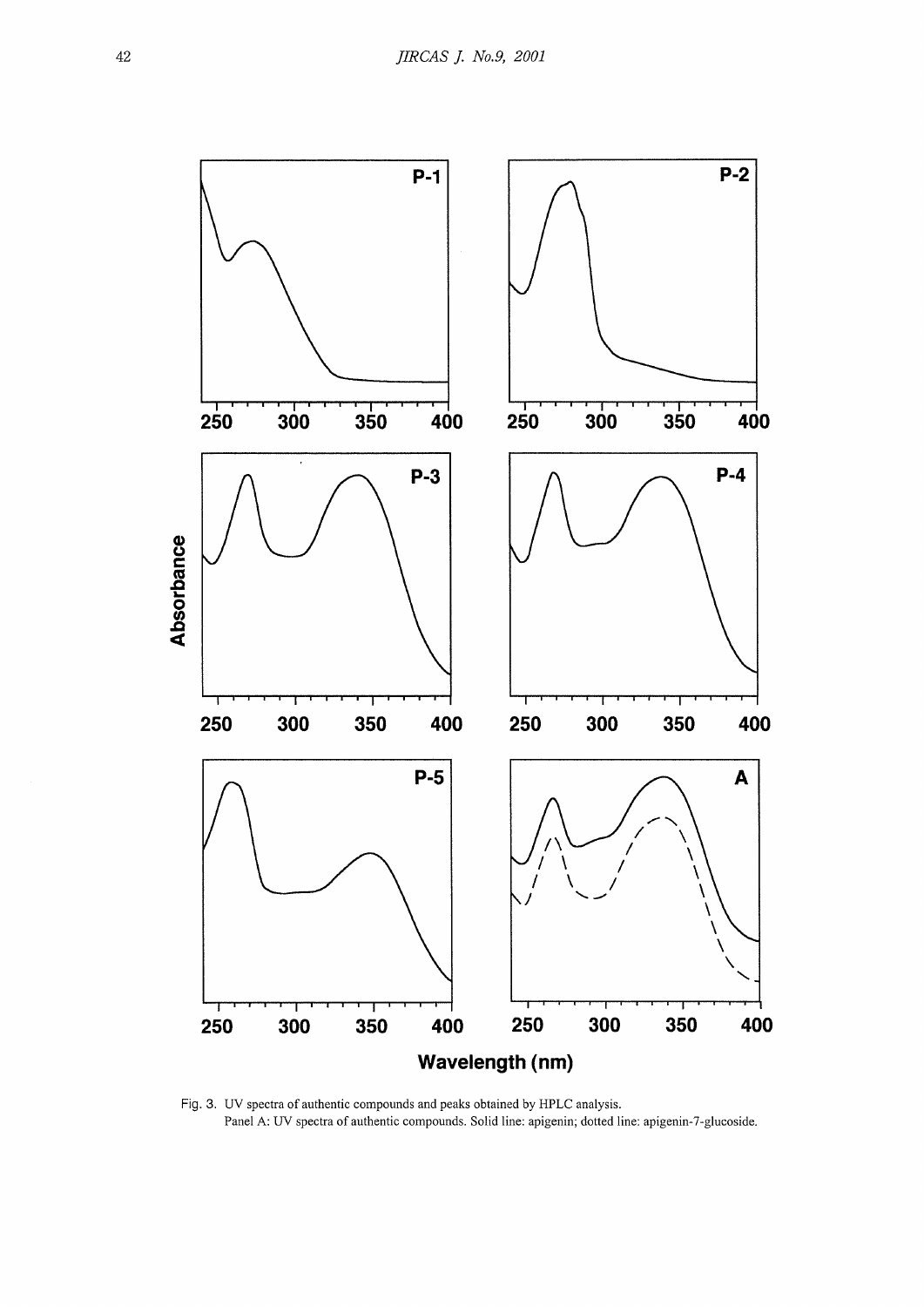Fig. 3. UV spectra of authentic compounds and peaks obtained by HPLC analysis.
Panel A: UV spectra of authentic compounds. Solid line: apigenin; dotted line: apigenin-7-glucoside.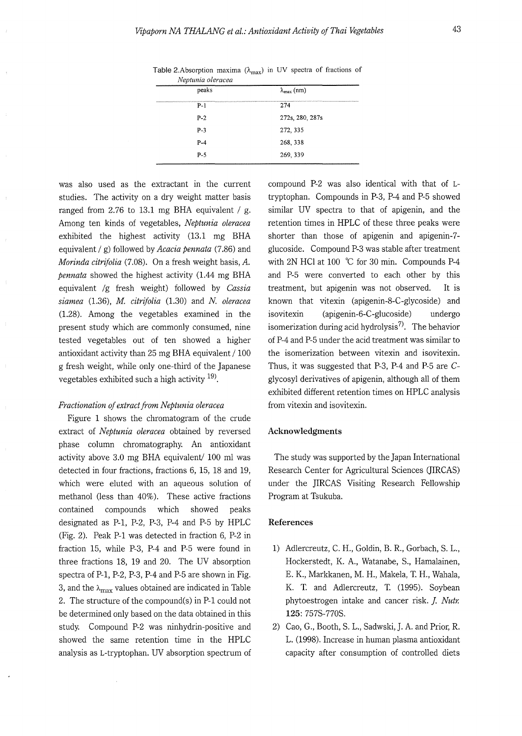Table 2. Absorption maxima ($\lambda_{max}$) in UV spectra of fractions of *Neptunia oleracea*

| peaks | $\lambda_{max}$ (nm) |
|---|---|
| P-1 | 274 |
| P-2 | 272s, 280, 287s |
| P-3 | 272, 335 |
| P-4 | 268, 338 |
| P-5 | 269, 339 |

was also used as the extractant in the current studies. The activity on a dry weight matter basis ranged from 2.76 to 13.1 mg BHA equivalent / g. Among ten kinds of vegetables, *Neptunia oleracea* exhibited the highest activity (13.1 mg BHA equivalent / g) followed by *Acacia pennata* (7.86) and *Morinda citrifolia* (7.08). On a fresh weight basis, *A. pennata* showed the highest activity (1.44 mg BHA equivalent /g fresh weight) followed by *Cassia siamea* (1.36), *M. citrifolia* (1.30) and *N. oleracea* (1.28). Among the vegetables examined in the present study which are commonly consumed, nine tested vegetables out of ten showed a higher antioxidant activity than 25 mg BHA equivalent / 100 g fresh weight, while only one-third of the Japanese vegetables exhibited such a high activity [19].

### *Fractionation of extract from Neptunia oleracea*

Figure 1 shows the chromatogram of the crude extract of *Neptunia oleracea* obtained by reversed phase column chromatography. An antioxidant activity above 3.0 mg BHA equivalent/ 100 ml was detected in four fractions, fractions 6, 15, 18 and 19, which were eluted with an aqueous solution of methanol (less than 40%). These active fractions contained compounds which showed peaks designated as P-1, P-2, P-3, P-4 and P-5 by HPLC (Fig. 2). Peak P-1 was detected in fraction 6, P-2 in fraction 15, while P-3, P-4 and P-5 were found in three fractions 18, 19 and 20. The UV absorption spectra of P-1, P-2, P-3, P-4 and P-5 are shown in Fig. 3, and the $\lambda_{max}$ values obtained are indicated in Table 2. The structure of the compound(s) in P-1 could not be determined only based on the data obtained in this study. Compound P-2 was ninhydrin-positive and showed the same retention time in the HPLC analysis as L-tryptophan. UV absorption spectrum of compound P-2 was also identical with that of L-tryptophan. Compounds in P-3, P-4 and P-5 showed similar UV spectra to that of apigenin, and the retention times in HPLC of these three peaks were shorter than those of apigenin and apigenin-7-glucoside. Compound P-3 was stable after treatment with 2N HCl at 100 ℃ for 30 min. Compounds P-4 and P-5 were converted to each other by this treatment, but apigenin was not observed. It is known that vitexin (apigenin-8-C-glycoside) and isovitexin (apigenin-6-C-glucoside) undergo isomerization during acid hydrolysis [7]. The behavior of P-4 and P-5 under the acid treatment was similar to the isomerization between vitexin and isovitexin. Thus, it was suggested that P-3, P-4 and P-5 are *C*-glycosyl derivatives of apigenin, although all of them exhibited different retention times on HPLC analysis from vitexin and isovitexin.

## Acknowledgments

The study was supported by the Japan International Research Center for Agricultural Sciences (JIRCAS) under the JIRCAS Visiting Research Fellowship Program at Tsukuba.

## References

1) Adlercreutz, C. H., Goldin, B. R., Gorbach, S. L., Hockerstedt, K. A., Watanabe, S., Hamalainen, E. K., Markkanen, M. H., Makela, T. H., Wahala, K. T. and Adlercreutz, T. (1995). Soybean phytoestrogen intake and cancer risk. *J. Nutr.* **125**: 757S-770S.
2) Cao, G., Booth, S. L., Sadwski, J. A. and Prior, R. L. (1998). Increase in human plasma antioxidant capacity after consumption of controlled diets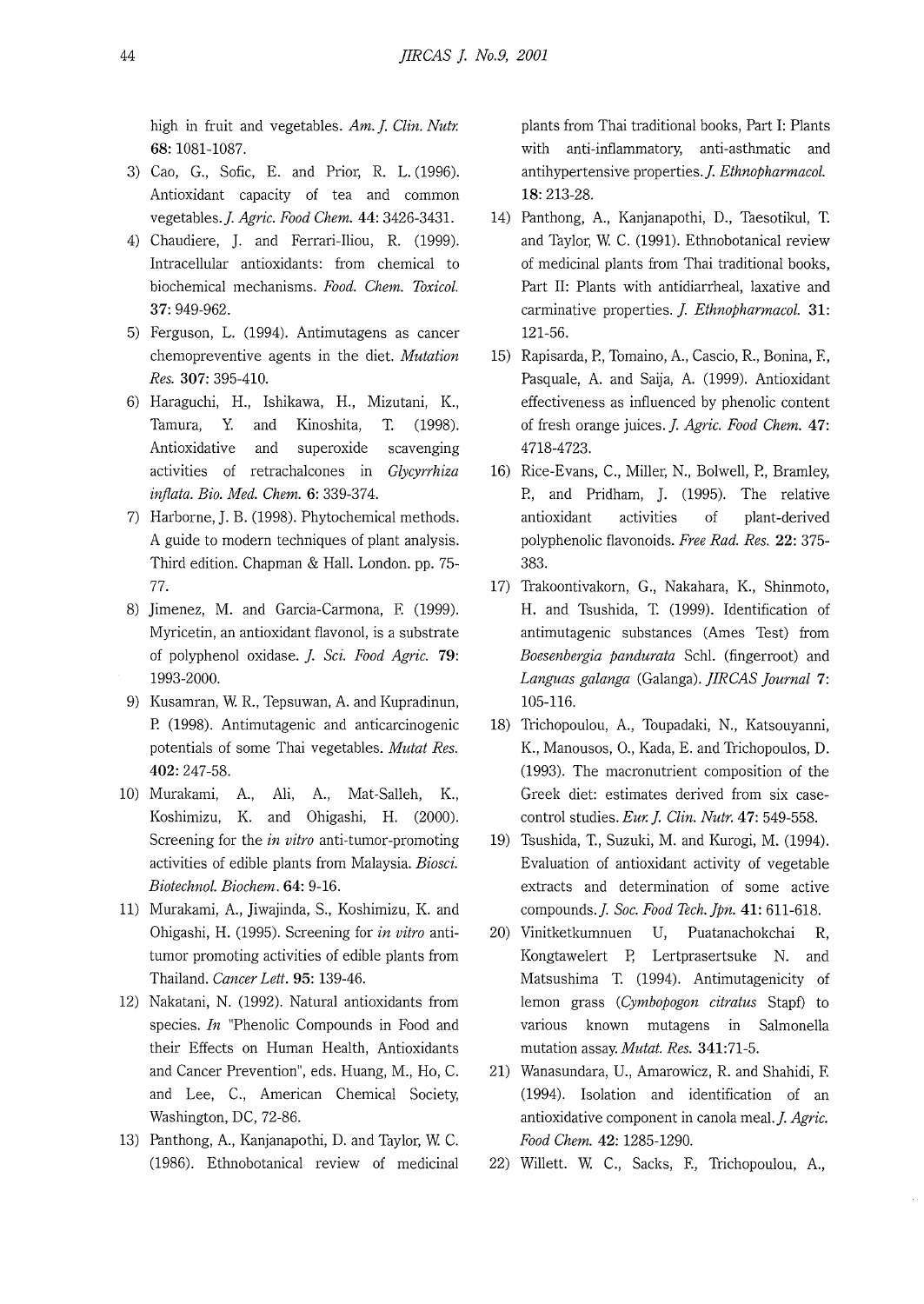high in fruit and vegetables. *Am. J. Clin. Nutr.* **68**: 1081-1087.

3) Cao, G., Sofic, E. and Prior, R. L. (1996). Antioxidant capacity of tea and common vegetables. *J. Agric. Food Chem.* **44**: 3426-3431.

4) Chaudiere, J. and Ferrari-Iliou, R. (1999). Intracellular antioxidants: from chemical to biochemical mechanisms. *Food. Chem. Toxicol.* **37**: 949-962.

5) Ferguson, L. (1994). Antimutagens as cancer chemopreventive agents in the diet. *Mutation Res.* **307**: 395-410.

6) Haraguchi, H., Ishikawa, H., Mizutani, K., Tamura, Y. and Kinoshita, T. (1998). Antioxidative and superoxide scavenging activities of retrachalcones in *Glycyrrhiza inflata*. *Bio. Med. Chem.* **6**: 339-374.

7) Harborne, J. B. (1998). Phytochemical methods. A guide to modern techniques of plant analysis. Third edition. Chapman & Hall. London. pp. 75-77.

8) Jimenez, M. and Garcia-Carmona, F. (1999). Myricetin, an antioxidant flavonol, is a substrate of polyphenol oxidase. *J. Sci. Food Agric.* **79**: 1993-2000.

9) Kusamran, W. R., Tepsuwan, A. and Kupradinun, P. (1998). Antimutagenic and anticarcinogenic potentials of some Thai vegetables. *Mutat Res.* **402**: 247-58.

10) Murakami, A., Ali, A., Mat-Salleh, K., Koshimizu, K. and Ohigashi, H. (2000). Screening for the *in vitro* anti-tumor-promoting activities of edible plants from Malaysia. *Biosci. Biotechnol. Biochem*. **64**: 9-16.

11) Murakami, A., Jiwajinda, S., Koshimizu, K. and Ohigashi, H. (1995). Screening for *in vitro* anti-tumor promoting activities of edible plants from Thailand. *Cancer Lett.* **95**: 139-46.

12) Nakatani, N. (1992). Natural antioxidants from species. *In* "Phenolic Compounds in Food and their Effects on Human Health, Antioxidants and Cancer Prevention", eds. Huang, M., Ho, C. and Lee, C., American Chemical Society, Washington, DC, 72-86.

13) Panthong, A., Kanjanapothi, D. and Taylor, W. C. (1986). Ethnobotanical review of medicinal plants from Thai traditional books, Part I: Plants with anti-inflammatory, anti-asthmatic and antihypertensive properties. *J. Ethnopharmacol.* **18**: 213-28.

14) Panthong, A., Kanjanapothi, D., Taesotikul, T. and Taylor, W. C. (1991). Ethnobotanical review of medicinal plants from Thai traditional books, Part II: Plants with antidiarrheal, laxative and carminative properties. *J. Ethnopharmacol.* **31**: 121-56.

15) Rapisarda, P., Tomaino, A., Cascio, R., Bonina, F., Pasquale, A. and Saija, A. (1999). Antioxidant effectiveness as influenced by phenolic content of fresh orange juices. *J. Agric. Food Chem.* **47**: 4718-4723.

16) Rice-Evans, C., Miller, N., Bolwell, P., Bramley, P., and Pridham, J. (1995). The relative antioxidant activities of plant-derived polyphenolic flavonoids. *Free Rad. Res.* **22**: 375-383.

17) Trakoontivakorn, G., Nakahara, K., Shinmoto, H. and Tsushida, T. (1999). Identification of antimutagenic substances (Ames Test) from *Boesenbergia pandurata* Schl. (fingerroot) and *Languas galanga* (Galanga). *JIRCAS Journal* **7**: 105-116.

18) Trichopoulou, A., Toupadaki, N., Katsouyanni, K., Manousos, O., Kada, E. and Trichopoulos, D. (1993). The macronutrient composition of the Greek diet: estimates derived from six case-control studies. *Eur. J. Clin. Nutr.* **47**: 549-558.

19) Tsushida, T., Suzuki, M. and Kurogi, M. (1994). Evaluation of antioxidant activity of vegetable extracts and determination of some active compounds. *J. Soc. Food Tech. Jpn.* **41**: 611-618.

20) Vinitketkumnuen U, Puatanachokchai R, Kongtawelert P, Lertprasertsuke N. and Matsushima T. (1994). Antimutagenicity of lemon grass (*Cymbopogon citratus* Stapf) to various known mutagens in Salmonella mutation assay. *Mutat. Res.* **341**:71-5.

21) Wanasundara, U., Amarowicz, R. and Shahidi, F. (1994). Isolation and identification of an antioxidative component in canola meal. *J. Agric. Food Chem.* **42**: 1285-1290.

22) Willett. W. C., Sacks, F., Trichopoulou, A.,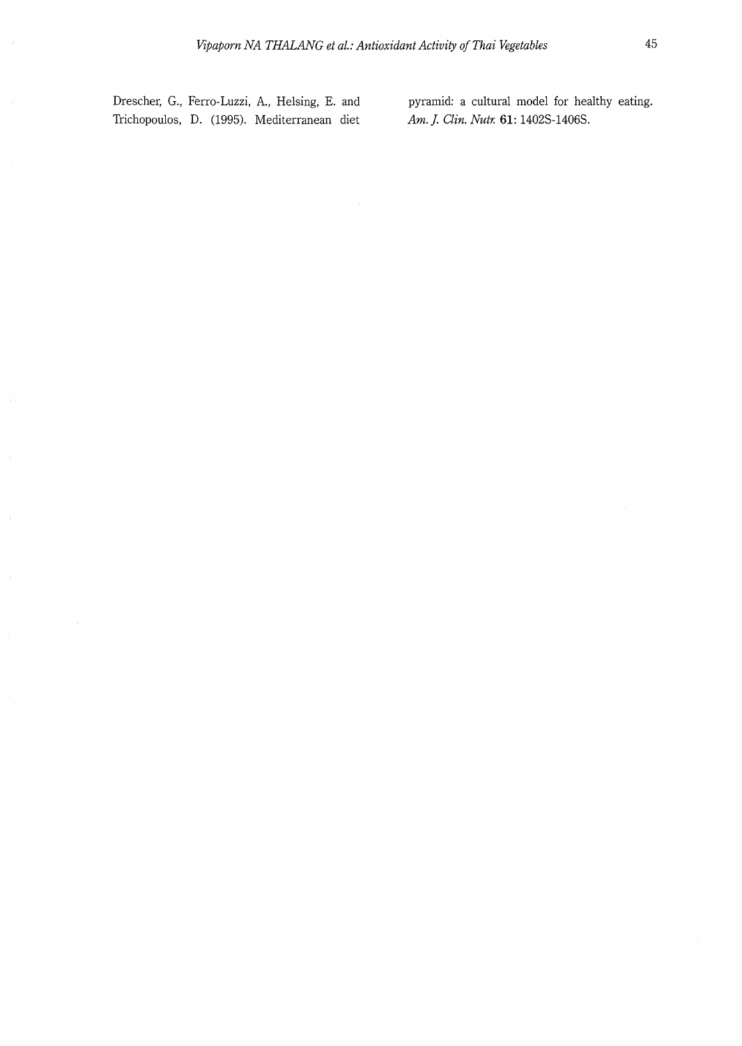Drescher, G., Ferro-Luzzi, A., Helsing, E. and Trichopoulos, D. (1995). Mediterranean diet pyramid: a cultural model for healthy eating. *Am. J. Clin. Nutr.* **61**: 1402S-1406S.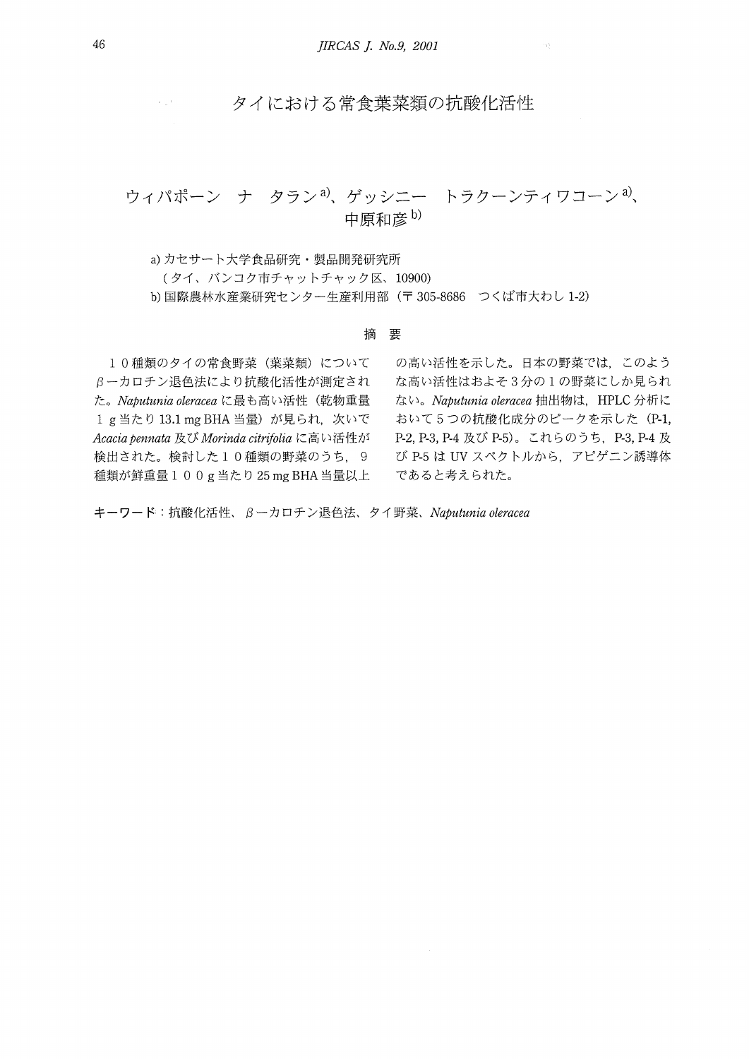# タイにおける常食葉菜類の抗酸化活性

ウィパポーン　ナ　タラン[a]、ゲッシニー　トラクーンティワコーン[a]、中原和彦[b]

a) カセサート大学食品研究・製品開発研究所
（タイ、バンコク市チャットチャック区、10900）

b) 国際農林水産業研究センター生産利用部（〒305-8686　つくば市大わし 1-2）

## 摘　要

１０種類のタイの常食野菜（葉菜類）についてβ－カロチン退色法により抗酸化活性が測定された。*Naputunia oleracea* に最も高い活性（乾物重量１g 当たり 13.1 mg BHA 当量）が見られ，次いで *Acacia pennata* 及び *Morinda citrifolia* に高い活性が検出された。検討した１０種類の野菜のうち，９種類が鮮重量１００g 当たり 25 mg BHA 当量以上の高い活性を示した。日本の野菜では，このような高い活性はおよそ３分の１の野菜にしか見られない。*Naputunia oleracea* 抽出物は，HPLC 分析において５つの抗酸化成分のピークを示した（P-1, P-2, P-3, P-4 及び P-5）。これらのうち，P-3, P-4 及び P-5 は UV スペクトルから，アピゲニン誘導体であると考えられた。

**キーワード**：抗酸化活性、β－カロチン退色法、タイ野菜、*Naputunia oleracea*